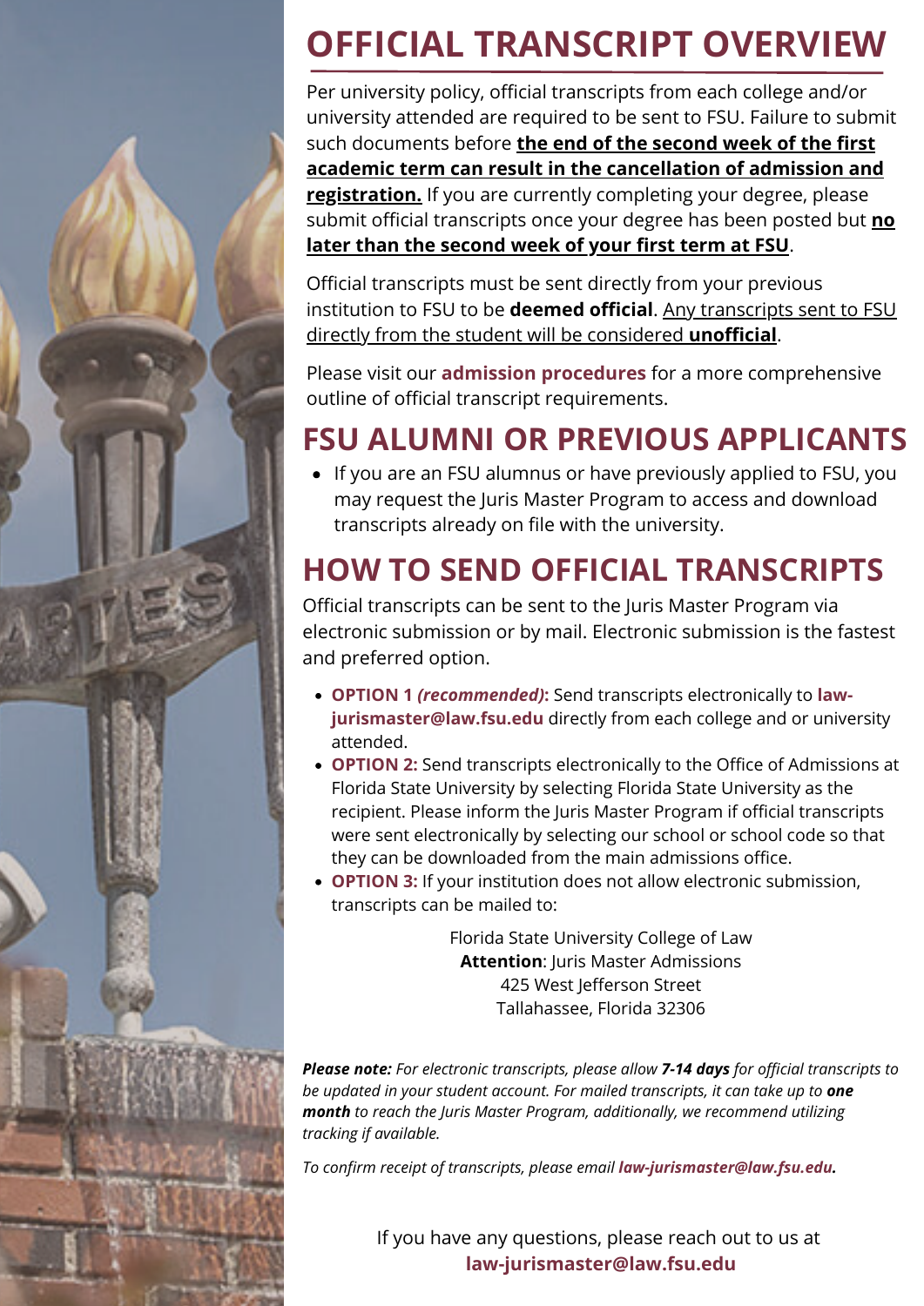# OFFICIAL TRANSCRIPT OVERVIEW

Per university policy, official transcripts from each college and/or university attended are required to be sent to FSU. Failure to submit such documents before **the end of the second week of the first academic term can result in the cancellation of admission and registration.** If you are currently completing your degree, please submit official transcripts once your degree has been posted but **no later than the second week of your first term at FSU**.

Official transcripts must be sent directly from your previous institution to FSU to be **deemed official**. Any transcripts sent to FSU directly from the student will be considered **unofficial**.

Please visit our **admission procedures** for a more comprehensive outline of official transcript requirements.

# FSU ALUMNI OR PREVIOUS APPLICANTS

- If you are an FSU alumnus or have previously applied to FSU, you may request the Juris Master Program to access and download transcripts already on file with the university.

# HOW TO SEND OFFICIAL TRANSCRIPTS

Official transcripts can be sent to the Juris Master Program via electronic submission or by mail. Electronic submission is the fastest and preferred option.

- **OPTION 1 *(recommended)*:** Send transcripts electronically to **law-jurismaster@law.fsu.edu** directly from each college and or university attended.
- **OPTION 2:** Send transcripts electronically to the Office of Admissions at Florida State University by selecting Florida State University as the recipient. Please inform the Juris Master Program if official transcripts were sent electronically by selecting our school or school code so that they can be downloaded from the main admissions office.
- **OPTION 3:** If your institution does not allow electronic submission, transcripts can be mailed to:

Florida State University College of Law
**Attention**: Juris Master Admissions
425 West Jefferson Street
Tallahassee, Florida 32306

***Please note:*** *For electronic transcripts, please allow* ***7-14 days*** *for official transcripts to be updated in your student account. For mailed transcripts, it can take up to* ***one month*** *to reach the Juris Master Program, additionally, we recommend utilizing tracking if available.*

*To confirm receipt of transcripts, please email* ***law-jurismaster@law.fsu.edu.***

If you have any questions, please reach out to us at **law-jurismaster@law.fsu.edu**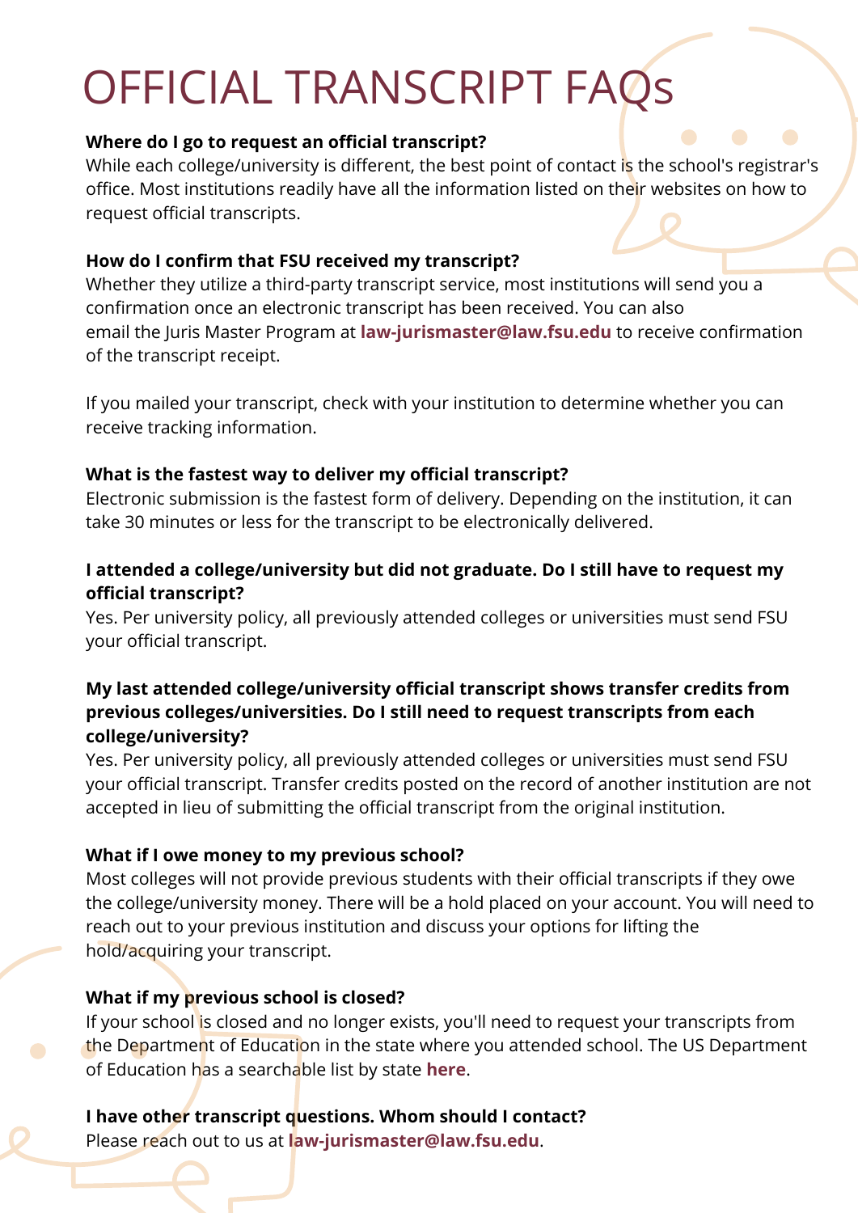# OFFICIAL TRANSCRIPT FAQs

**Where do I go to request an official transcript?**
While each college/university is different, the best point of contact is the school's registrar's office. Most institutions readily have all the information listed on their websites on how to request official transcripts.

**How do I confirm that FSU received my transcript?**
Whether they utilize a third-party transcript service, most institutions will send you a confirmation once an electronic transcript has been received. You can also email the Juris Master Program at **law-jurismaster@law.fsu.edu** to receive confirmation of the transcript receipt.

If you mailed your transcript, check with your institution to determine whether you can receive tracking information.

**What is the fastest way to deliver my official transcript?**
Electronic submission is the fastest form of delivery. Depending on the institution, it can take 30 minutes or less for the transcript to be electronically delivered.

**I attended a college/university but did not graduate. Do I still have to request my official transcript?**
Yes. Per university policy, all previously attended colleges or universities must send FSU your official transcript.

**My last attended college/university official transcript shows transfer credits from previous colleges/universities. Do I still need to request transcripts from each college/university?**
Yes. Per university policy, all previously attended colleges or universities must send FSU your official transcript. Transfer credits posted on the record of another institution are not accepted in lieu of submitting the official transcript from the original institution.

**What if I owe money to my previous school?**
Most colleges will not provide previous students with their official transcripts if they owe the college/university money. There will be a hold placed on your account. You will need to reach out to your previous institution and discuss your options for lifting the hold/acquiring your transcript.

**What if my previous school is closed?**
If your school is closed and no longer exists, you'll need to request your transcripts from the Department of Education in the state where you attended school. The US Department of Education has a searchable list by state **here**.

**I have other transcript questions. Whom should I contact?**
Please reach out to us at **law-jurismaster@law.fsu.edu**.